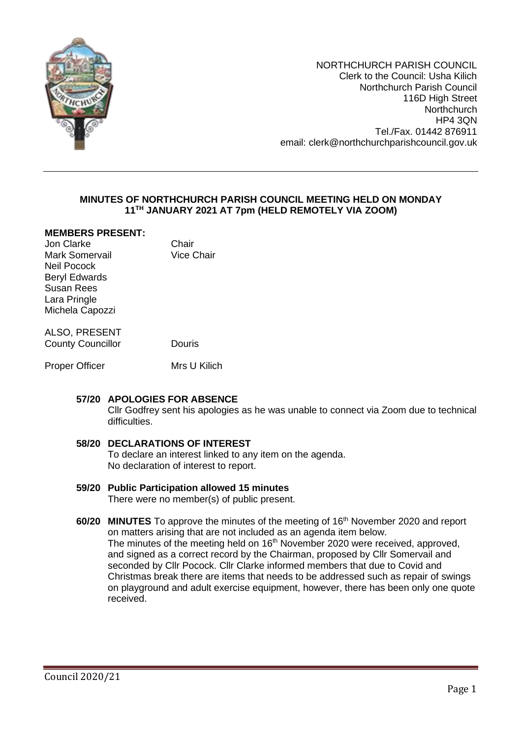NORTHCHURCH PARISH COUNCIL
Clerk to the Council: Usha Kilich
Northchurch Parish Council
116D High Street
Northchurch
HP4 3QN
Tel./Fax. 01442 876911
email: clerk@northchurchparishcouncil.gov.uk

---

**MINUTES OF NORTHCHURCH PARISH COUNCIL MEETING HELD ON MONDAY 11TH JANUARY 2021 AT 7pm (HELD REMOTELY VIA ZOOM)**

**MEMBERS PRESENT:**

| | |
|---|---|
| Jon Clarke | Chair |
| Mark Somervail | Vice Chair |
| Neil Pocock | |
| Beryl Edwards | |
| Susan Rees | |
| Lara Pringle | |
| Michela Capozzi | |

ALSO, PRESENT
County Councillor Douris

Proper Officer Mrs U Kilich

**57/20 APOLOGIES FOR ABSENCE**
Cllr Godfrey sent his apologies as he was unable to connect via Zoom due to technical difficulties.

**58/20 DECLARATIONS OF INTEREST**
To declare an interest linked to any item on the agenda.
No declaration of interest to report.

**59/20 Public Participation allowed 15 minutes**
There were no member(s) of public present.

**60/20 MINUTES** To approve the minutes of the meeting of 16th November 2020 and report on matters arising that are not included as an agenda item below.
The minutes of the meeting held on 16th November 2020 were received, approved, and signed as a correct record by the Chairman, proposed by Cllr Somervail and seconded by Cllr Pocock. Cllr Clarke informed members that due to Covid and Christmas break there are items that needs to be addressed such as repair of swings on playground and adult exercise equipment, however, there has been only one quote received.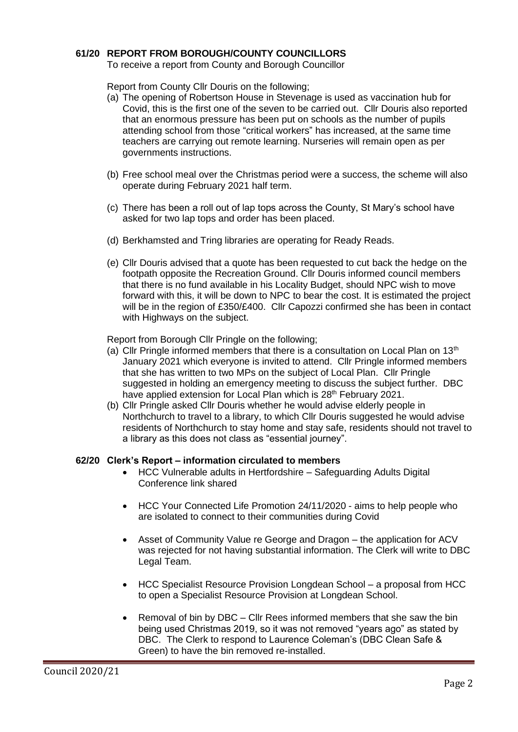**61/20 REPORT FROM BOROUGH/COUNTY COUNCILLORS**

To receive a report from County and Borough Councillor

Report from County Cllr Douris on the following;

(a) The opening of Robertson House in Stevenage is used as vaccination hub for Covid, this is the first one of the seven to be carried out. Cllr Douris also reported that an enormous pressure has been put on schools as the number of pupils attending school from those "critical workers" has increased, at the same time teachers are carrying out remote learning. Nurseries will remain open as per governments instructions.

(b) Free school meal over the Christmas period were a success, the scheme will also operate during February 2021 half term.

(c) There has been a roll out of lap tops across the County, St Mary's school have asked for two lap tops and order has been placed.

(d) Berkhamsted and Tring libraries are operating for Ready Reads.

(e) Cllr Douris advised that a quote has been requested to cut back the hedge on the footpath opposite the Recreation Ground. Cllr Douris informed council members that there is no fund available in his Locality Budget, should NPC wish to move forward with this, it will be down to NPC to bear the cost. It is estimated the project will be in the region of £350/£400. Cllr Capozzi confirmed she has been in contact with Highways on the subject.

Report from Borough Cllr Pringle on the following;

(a) Cllr Pringle informed members that there is a consultation on Local Plan on 13th January 2021 which everyone is invited to attend. Cllr Pringle informed members that she has written to two MPs on the subject of Local Plan. Cllr Pringle suggested in holding an emergency meeting to discuss the subject further. DBC have applied extension for Local Plan which is 28th February 2021.

(b) Cllr Pringle asked Cllr Douris whether he would advise elderly people in Northchurch to travel to a library, to which Cllr Douris suggested he would advise residents of Northchurch to stay home and stay safe, residents should not travel to a library as this does not class as "essential journey".

**62/20 Clerk's Report – information circulated to members**

- HCC Vulnerable adults in Hertfordshire – Safeguarding Adults Digital Conference link shared
- HCC Your Connected Life Promotion 24/11/2020 - aims to help people who are isolated to connect to their communities during Covid
- Asset of Community Value re George and Dragon – the application for ACV was rejected for not having substantial information. The Clerk will write to DBC Legal Team.
- HCC Specialist Resource Provision Longdean School – a proposal from HCC to open a Specialist Resource Provision at Longdean School.
- Removal of bin by DBC – Cllr Rees informed members that she saw the bin being used Christmas 2019, so it was not removed "years ago" as stated by DBC. The Clerk to respond to Laurence Coleman's (DBC Clean Safe & Green) to have the bin removed re-installed.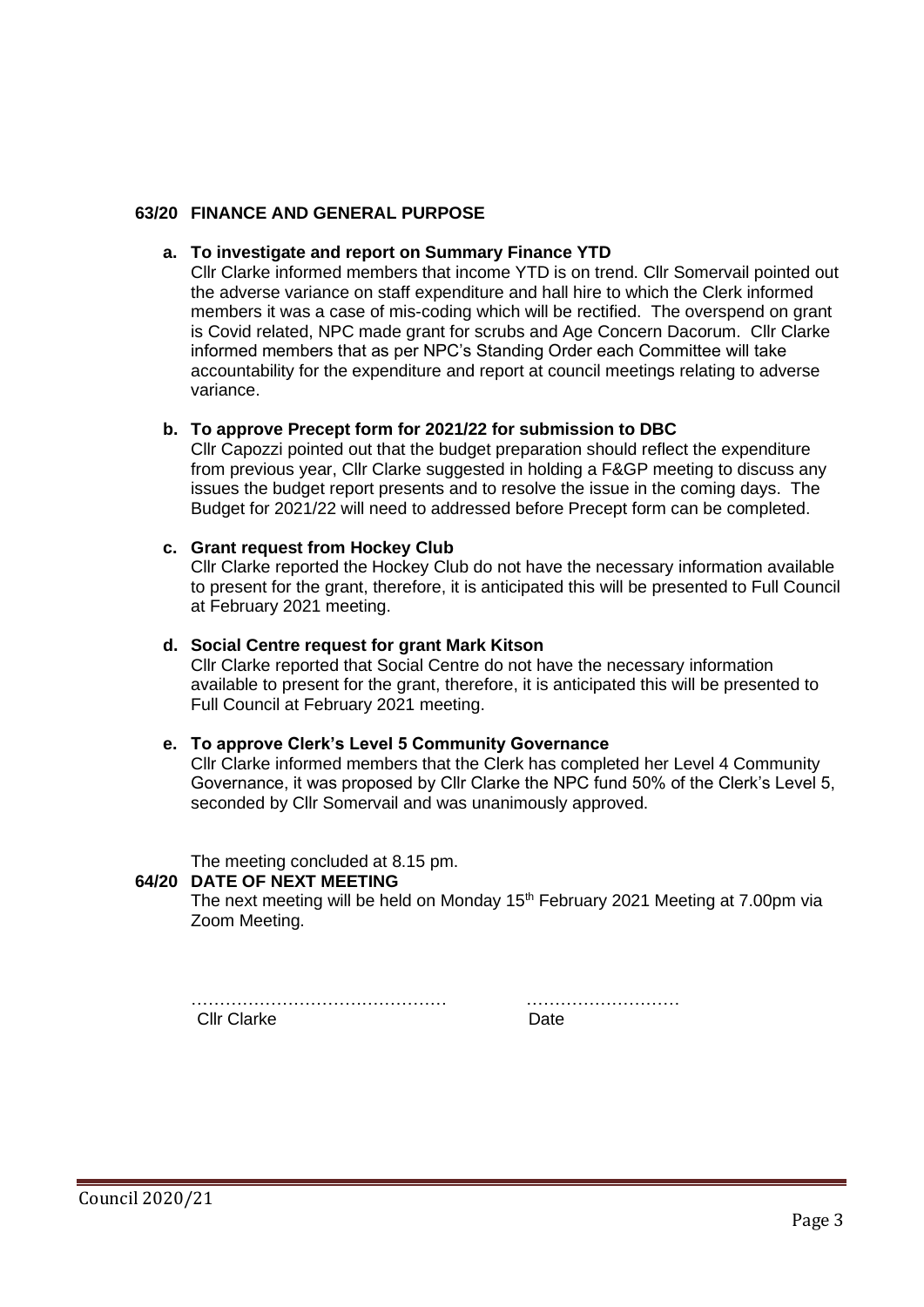## 63/20 FINANCE AND GENERAL PURPOSE

**a. To investigate and report on Summary Finance YTD**

Cllr Clarke informed members that income YTD is on trend. Cllr Somervail pointed out the adverse variance on staff expenditure and hall hire to which the Clerk informed members it was a case of mis-coding which will be rectified. The overspend on grant is Covid related, NPC made grant for scrubs and Age Concern Dacorum. Cllr Clarke informed members that as per NPC's Standing Order each Committee will take accountability for the expenditure and report at council meetings relating to adverse variance.

**b. To approve Precept form for 2021/22 for submission to DBC**

Cllr Capozzi pointed out that the budget preparation should reflect the expenditure from previous year, Cllr Clarke suggested in holding a F&GP meeting to discuss any issues the budget report presents and to resolve the issue in the coming days. The Budget for 2021/22 will need to addressed before Precept form can be completed.

**c. Grant request from Hockey Club**

Cllr Clarke reported the Hockey Club do not have the necessary information available to present for the grant, therefore, it is anticipated this will be presented to Full Council at February 2021 meeting.

**d. Social Centre request for grant Mark Kitson**

Cllr Clarke reported that Social Centre do not have the necessary information available to present for the grant, therefore, it is anticipated this will be presented to Full Council at February 2021 meeting.

**e. To approve Clerk's Level 5 Community Governance**

Cllr Clarke informed members that the Clerk has completed her Level 4 Community Governance, it was proposed by Cllr Clarke the NPC fund 50% of the Clerk's Level 5, seconded by Cllr Somervail and was unanimously approved.

The meeting concluded at 8.15 pm.

## 64/20 DATE OF NEXT MEETING

The next meeting will be held on Monday 15th February 2021 Meeting at 7.00pm via Zoom Meeting.

……………………………………… ………………………
Cllr Clarke Date